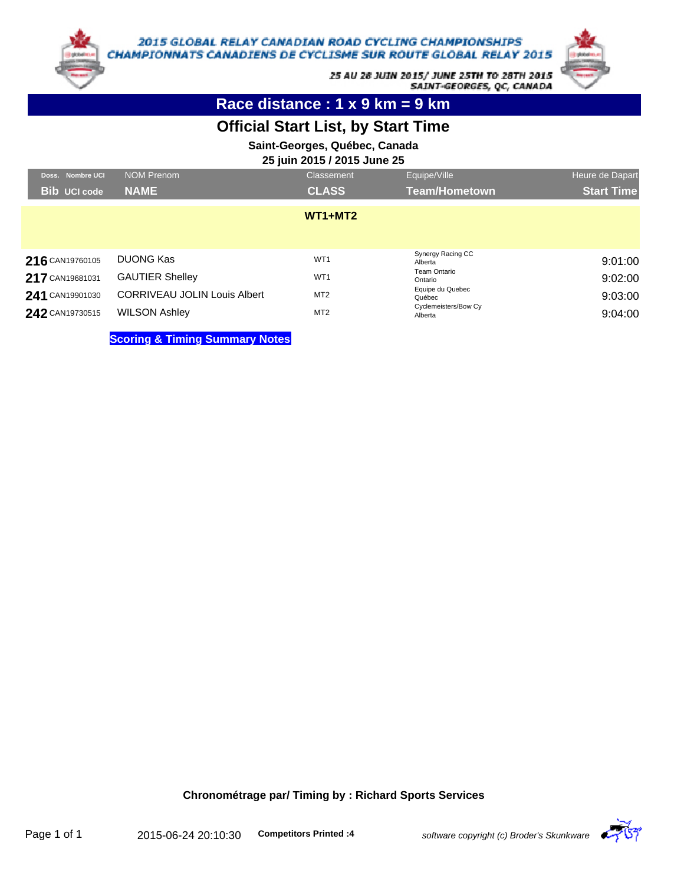2015 GLOBAL RELAY CANADIAN ROAD CYCLING CHAMPIONSHIPS
CHAMPIONNATS CANADIENS DE CYCLISME SUR ROUTE GLOBAL RELAY 2015

25 AU 28 JUIN 2015/ JUNE 25TH TO 28TH 2015
SAINT-GEORGES, QC, CANADA

# Race distance : 1 x 9 km = 9 km

## Official Start List, by Start Time

**Saint-Georges, Québec, Canada**

**25 juin 2015 / 2015 June 25**

| Doss. Bib | Nombre UCI / UCI code | NOM Prenom / NAME | Classement / CLASS | Equipe/Ville / Team/Hometown | Heure de Dapart / Start Time |
|---|---|---|---|---|---|
| | | | **WT1+MT2** | | |
| **216** | CAN19760105 | DUONG Kas | WT1 | Synergy Racing CC Alberta | 9:01:00 |
| **217** | CAN19681031 | GAUTIER Shelley | WT1 | Team Ontario Ontario | 9:02:00 |
| **241** | CAN19901030 | CORRIVEAU JOLIN Louis Albert | MT2 | Equipe du Quebec Québec | 9:03:00 |
| **242** | CAN19730515 | WILSON Ashley | MT2 | Cyclemeisters/Bow Cy Alberta | 9:04:00 |

**Scoring & Timing Summary Notes**

**Chronométrage par/ Timing by : Richard Sports Services**

2015-06-24 20:10:30 **Competitors Printed :4** *software copyright (c) Broder's Skunkware*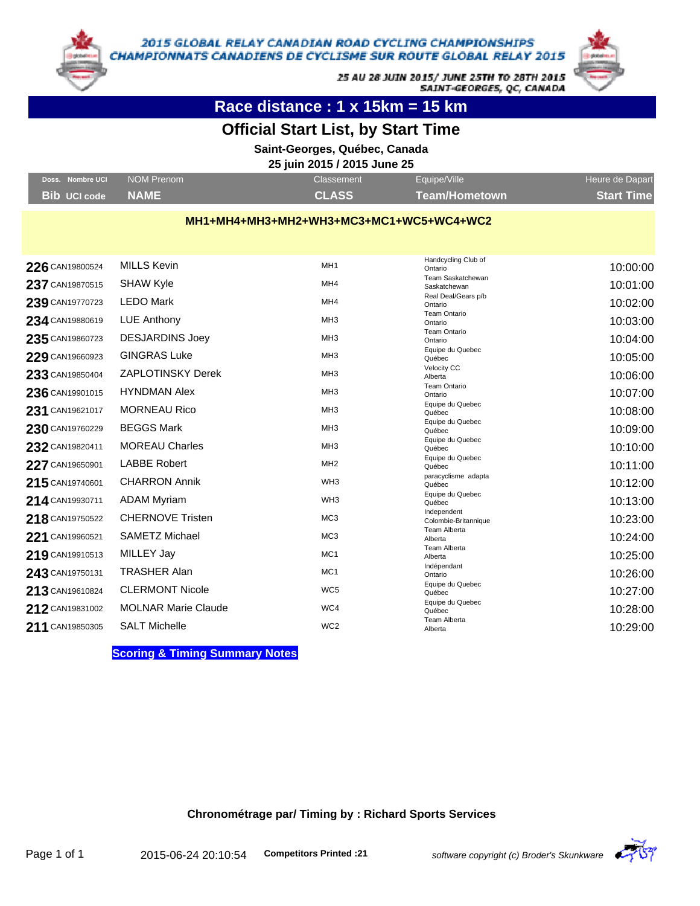# 2015 GLOBAL RELAY CANADIAN ROAD CYCLING CHAMPIONSHIPS
# CHAMPIONNATS CANADIENS DE CYCLISME SUR ROUTE GLOBAL RELAY 2015

25 AU 28 JUIN 2015/ JUNE 25TH TO 28TH 2015
SAINT-GEORGES, QC, CANADA

## Race distance : 1 x 15km = 15 km

## Official Start List, by Start Time

**Saint-Georges, Québec, Canada**

**25 juin 2015 / 2015 June 25**

**MH1+MH4+MH3+MH2+WH3+MC3+MC1+WC5+WC4+WC2**

| Doss. Bib | Nombre UCI UCI code | NOM Prenom NAME | Classement CLASS | Equipe/Ville Team/Hometown | Heure de Dapart Start Time |
|---|---|---|---|---|---|
| 226 | CAN19800524 | MILLS Kevin | MH1 | Handcycling Club of Ontario | 10:00:00 |
| 237 | CAN19870515 | SHAW Kyle | MH4 | Team Saskatchewan Saskatchewan | 10:01:00 |
| 239 | CAN19770723 | LEDO Mark | MH4 | Real Deal/Gears p/b Ontario | 10:02:00 |
| 234 | CAN19880619 | LUE Anthony | MH3 | Team Ontario Ontario | 10:03:00 |
| 235 | CAN19860723 | DESJARDINS Joey | MH3 | Team Ontario Ontario | 10:04:00 |
| 229 | CAN19660923 | GINGRAS Luke | MH3 | Equipe du Quebec Québec | 10:05:00 |
| 233 | CAN19850404 | ZAPLOTINSKY Derek | MH3 | Velocity CC Alberta | 10:06:00 |
| 236 | CAN19901015 | HYNDMAN Alex | MH3 | Team Ontario Ontario | 10:07:00 |
| 231 | CAN19621017 | MORNEAU Rico | MH3 | Equipe du Quebec Québec | 10:08:00 |
| 230 | CAN19760229 | BEGGS Mark | MH3 | Equipe du Quebec Québec | 10:09:00 |
| 232 | CAN19820411 | MOREAU Charles | MH3 | Equipe du Quebec Québec | 10:10:00 |
| 227 | CAN19650901 | LABBE Robert | MH2 | Equipe du Quebec Québec | 10:11:00 |
| 215 | CAN19740601 | CHARRON Annik | WH3 | paracyclisme adapta Québec | 10:12:00 |
| 214 | CAN19930711 | ADAM Myriam | WH3 | Equipe du Quebec Québec | 10:13:00 |
| 218 | CAN19750522 | CHERNOVE Tristen | MC3 | Independent Colombie-Britannique | 10:23:00 |
| 221 | CAN19960521 | SAMETZ Michael | MC3 | Team Alberta Alberta | 10:24:00 |
| 219 | CAN19910513 | MILLEY Jay | MC1 | Team Alberta Alberta | 10:25:00 |
| 243 | CAN19750131 | TRASHER Alan | MC1 | Indépendant Ontario | 10:26:00 |
| 213 | CAN19610824 | CLERMONT Nicole | WC5 | Equipe du Quebec Québec | 10:27:00 |
| 212 | CAN19831002 | MOLNAR Marie Claude | WC4 | Equipe du Quebec Québec | 10:28:00 |
| 211 | CAN19850305 | SALT Michelle | WC2 | Team Alberta Alberta | 10:29:00 |

**Scoring & Timing Summary Notes**

**Chronométrage par/ Timing by : Richard Sports Services**

2015-06-24 20:10:54 **Competitors Printed :21** *software copyright (c) Broder's Skunkware*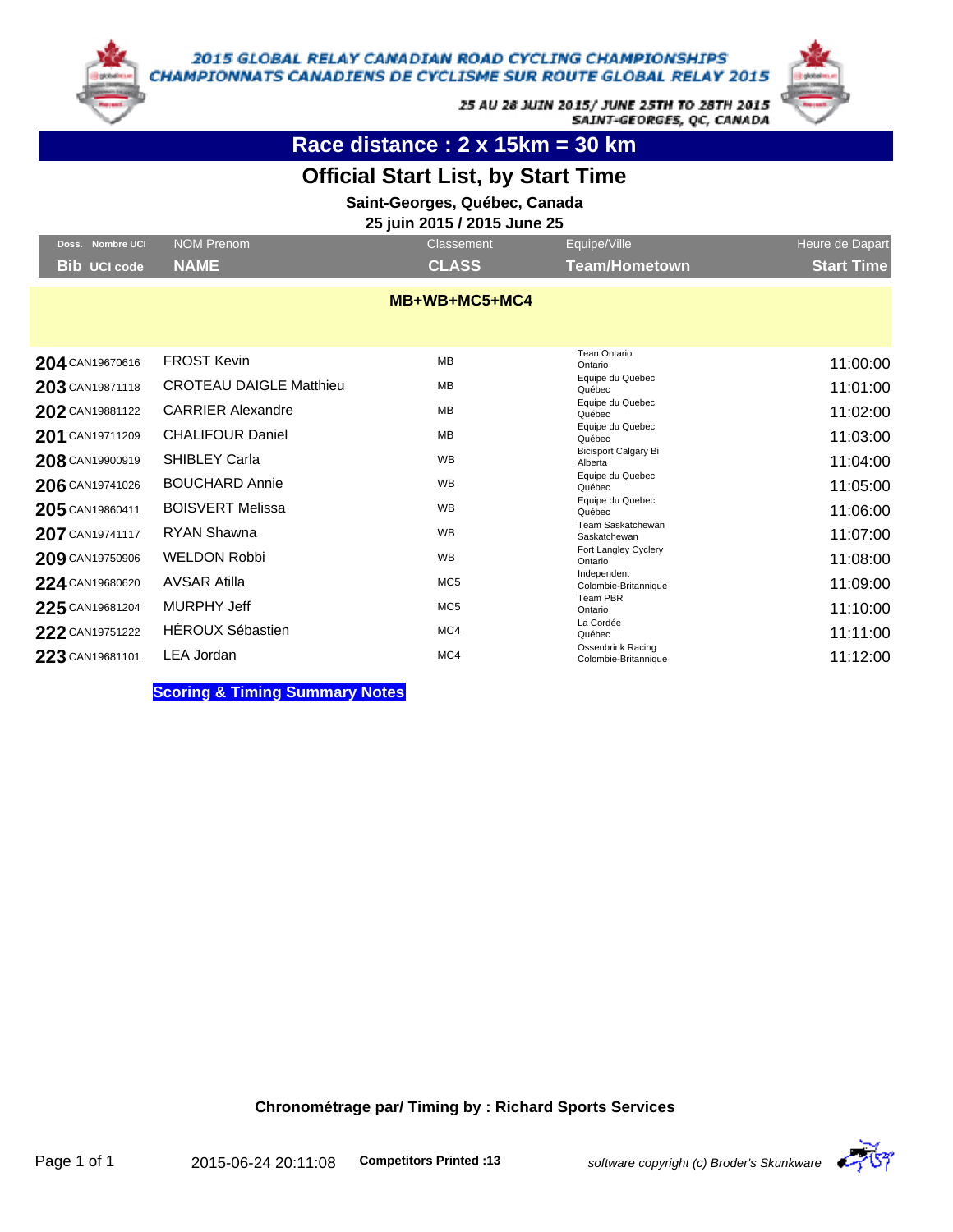2015 GLOBAL RELAY CANADIAN ROAD CYCLING CHAMPIONSHIPS
CHAMPIONNATS CANADIENS DE CYCLISME SUR ROUTE GLOBAL RELAY 2015

25 AU 28 JUIN 2015/ JUNE 25TH TO 28TH 2015
SAINT-GEORGES, QC, CANADA

## Race distance : 2 x 15km = 30 km

## Official Start List, by Start Time

**Saint-Georges, Québec, Canada**
**25 juin 2015 / 2015 June 25**

| Doss. Bib | Nombre UCI UCI code | NOM Prenom NAME | Classement CLASS | Equipe/Ville Team/Hometown | Heure de Dapart Start Time |
|---|---|---|---|---|---|
| | | **MB+WB+MC5+MC4** | | | |
| **204** | CAN19670616 | FROST Kevin | MB | Tean Ontario Ontario | 11:00:00 |
| **203** | CAN19871118 | CROTEAU DAIGLE Matthieu | MB | Equipe du Quebec Québec | 11:01:00 |
| **202** | CAN19881122 | CARRIER Alexandre | MB | Equipe du Quebec Québec | 11:02:00 |
| **201** | CAN19711209 | CHALIFOUR Daniel | MB | Equipe du Quebec Québec | 11:03:00 |
| **208** | CAN19900919 | SHIBLEY Carla | WB | Bicisport Calgary Bi Alberta | 11:04:00 |
| **206** | CAN19741026 | BOUCHARD Annie | WB | Equipe du Quebec Québec | 11:05:00 |
| **205** | CAN19860411 | BOISVERT Melissa | WB | Equipe du Quebec Québec | 11:06:00 |
| **207** | CAN19741117 | RYAN Shawna | WB | Team Saskatchewan Saskatchewan | 11:07:00 |
| **209** | CAN19750906 | WELDON Robbi | WB | Fort Langley Cyclery Ontario | 11:08:00 |
| **224** | CAN19680620 | AVSAR Atilla | MC5 | Independent Colombie-Britannique | 11:09:00 |
| **225** | CAN19681204 | MURPHY Jeff | MC5 | Team PBR Ontario | 11:10:00 |
| **222** | CAN19751222 | HÉROUX Sébastien | MC4 | La Cordée Québec | 11:11:00 |
| **223** | CAN19681101 | LEA Jordan | MC4 | Ossenbrink Racing Colombie-Britannique | 11:12:00 |

**Scoring & Timing Summary Notes**

**Chronométrage par/ Timing by : Richard Sports Services**

2015-06-24 20:11:08 **Competitors Printed :13** *software copyright (c) Broder's Skunkware*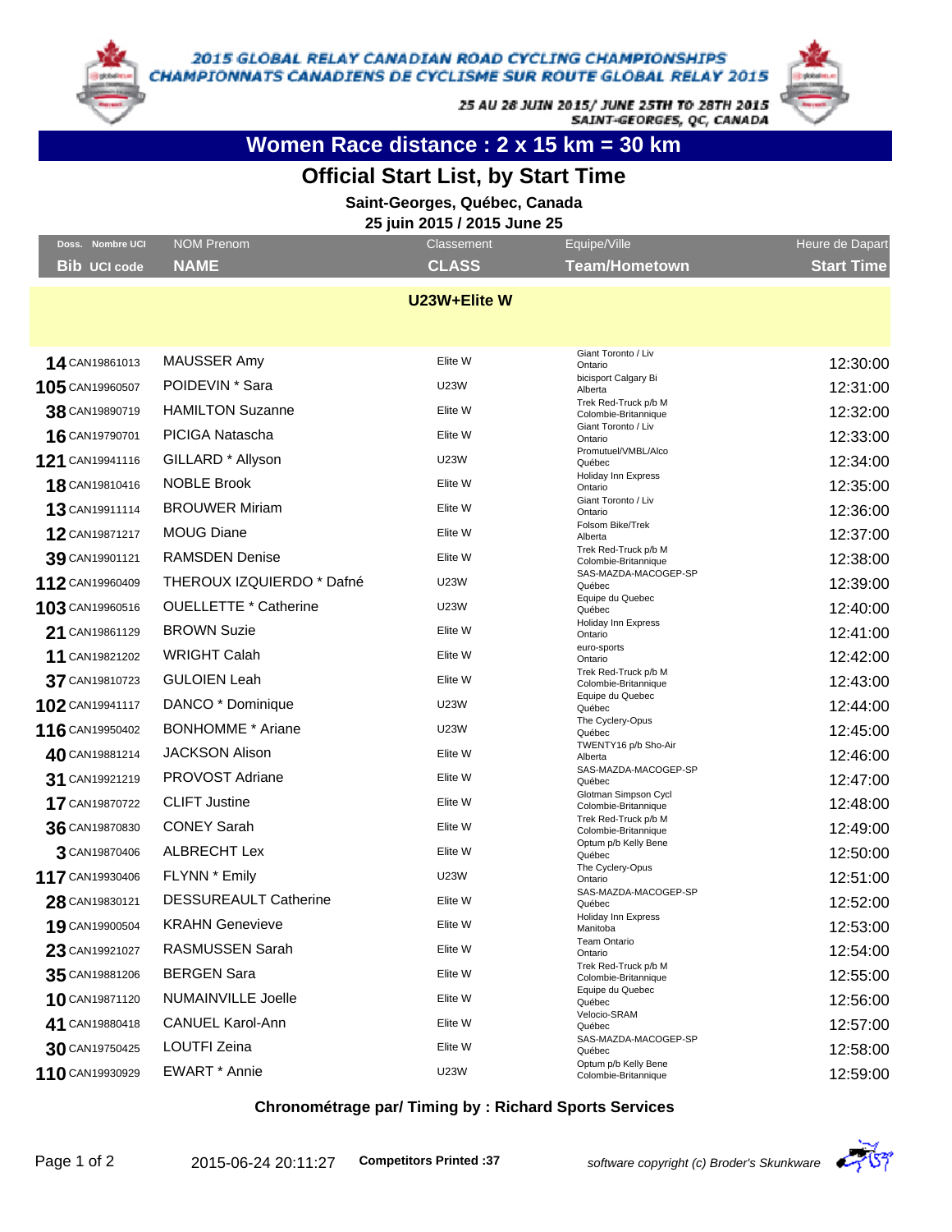2015 GLOBAL RELAY CANADIAN ROAD CYCLING CHAMPIONSHIPS
CHAMPIONNATS CANADIENS DE CYCLISME SUR ROUTE GLOBAL RELAY 2015

25 AU 28 JUIN 2015/ JUNE 25TH TO 28TH 2015
SAINT-GEORGES, QC, CANADA

# Women Race distance : 2 x 15 km = 30 km

## Official Start List, by Start Time

**Saint-Georges, Québec, Canada**
**25 juin 2015 / 2015 June 25**

| Doss. Bib | Nombre UCI UCI code | NOM Prenom NAME | Classement CLASS | Equipe/Ville Team/Hometown | Heure de Dapart Start Time |
|---|---|---|---|---|---|
| | | **U23W+Elite W** | | | |
| 14 | CAN19861013 | MAUSSER Amy | Elite W | Giant Toronto / Liv Ontario | 12:30:00 |
| 105 | CAN19960507 | POIDEVIN * Sara | U23W | bicisport Calgary Bi Alberta | 12:31:00 |
| 38 | CAN19890719 | HAMILTON Suzanne | Elite W | Trek Red-Truck p/b M Colombie-Britannique | 12:32:00 |
| 16 | CAN19790701 | PICIGA Natascha | Elite W | Giant Toronto / Liv Ontario | 12:33:00 |
| 121 | CAN19941116 | GILLARD * Allyson | U23W | Promutuel/VMBL/Alco Québec | 12:34:00 |
| 18 | CAN19810416 | NOBLE Brook | Elite W | Holiday Inn Express Ontario | 12:35:00 |
| 13 | CAN19911114 | BROUWER Miriam | Elite W | Giant Toronto / Liv Ontario | 12:36:00 |
| 12 | CAN19871217 | MOUG Diane | Elite W | Folsom Bike/Trek Alberta | 12:37:00 |
| 39 | CAN19901121 | RAMSDEN Denise | Elite W | Trek Red-Truck p/b M Colombie-Britannique | 12:38:00 |
| 112 | CAN19960409 | THEROUX IZQUIERDO * Dafné | U23W | SAS-MAZDA-MACOGEP-SP Québec | 12:39:00 |
| 103 | CAN19960516 | OUELLETTE * Catherine | U23W | Equipe du Quebec Québec | 12:40:00 |
| 21 | CAN19861129 | BROWN Suzie | Elite W | Holiday Inn Express Ontario | 12:41:00 |
| 11 | CAN19821202 | WRIGHT Calah | Elite W | euro-sports Ontario | 12:42:00 |
| 37 | CAN19810723 | GULOIEN Leah | Elite W | Trek Red-Truck p/b M Colombie-Britannique | 12:43:00 |
| 102 | CAN19941117 | DANCO * Dominique | U23W | Equipe du Quebec Québec | 12:44:00 |
| 116 | CAN19950402 | BONHOMME * Ariane | U23W | The Cyclery-Opus Québec | 12:45:00 |
| 40 | CAN19881214 | JACKSON Alison | Elite W | TWENTY16 p/b Sho-Air Alberta | 12:46:00 |
| 31 | CAN19921219 | PROVOST Adriane | Elite W | SAS-MAZDA-MACOGEP-SP Québec | 12:47:00 |
| 17 | CAN19870722 | CLIFT Justine | Elite W | Glotman Simpson Cycl Colombie-Britannique | 12:48:00 |
| 36 | CAN19870830 | CONEY Sarah | Elite W | Trek Red-Truck p/b M Colombie-Britannique | 12:49:00 |
| 3 | CAN19870406 | ALBRECHT Lex | Elite W | Optum p/b Kelly Bene Québec | 12:50:00 |
| 117 | CAN19930406 | FLYNN * Emily | U23W | The Cyclery-Opus Ontario | 12:51:00 |
| 28 | CAN19830121 | DESSUREAULT Catherine | Elite W | SAS-MAZDA-MACOGEP-SP Québec | 12:52:00 |
| 19 | CAN19900504 | KRAHN Genevieve | Elite W | Holiday Inn Express Manitoba | 12:53:00 |
| 23 | CAN19921027 | RASMUSSEN Sarah | Elite W | Team Ontario Ontario | 12:54:00 |
| 35 | CAN19881206 | BERGEN Sara | Elite W | Trek Red-Truck p/b M Colombie-Britannique | 12:55:00 |
| 10 | CAN19871120 | NUMAINVILLE Joelle | Elite W | Equipe du Quebec Québec | 12:56:00 |
| 41 | CAN19880418 | CANUEL Karol-Ann | Elite W | Velocio-SRAM Québec | 12:57:00 |
| 30 | CAN19750425 | LOUTFI Zeina | Elite W | SAS-MAZDA-MACOGEP-SP Québec | 12:58:00 |
| 110 | CAN19930929 | EWART * Annie | U23W | Optum p/b Kelly Bene Colombie-Britannique | 12:59:00 |

**Chronométrage par/ Timing by : Richard Sports Services**

2015-06-24 20:11:27 **Competitors Printed :37** *software copyright (c) Broder's Skunkware*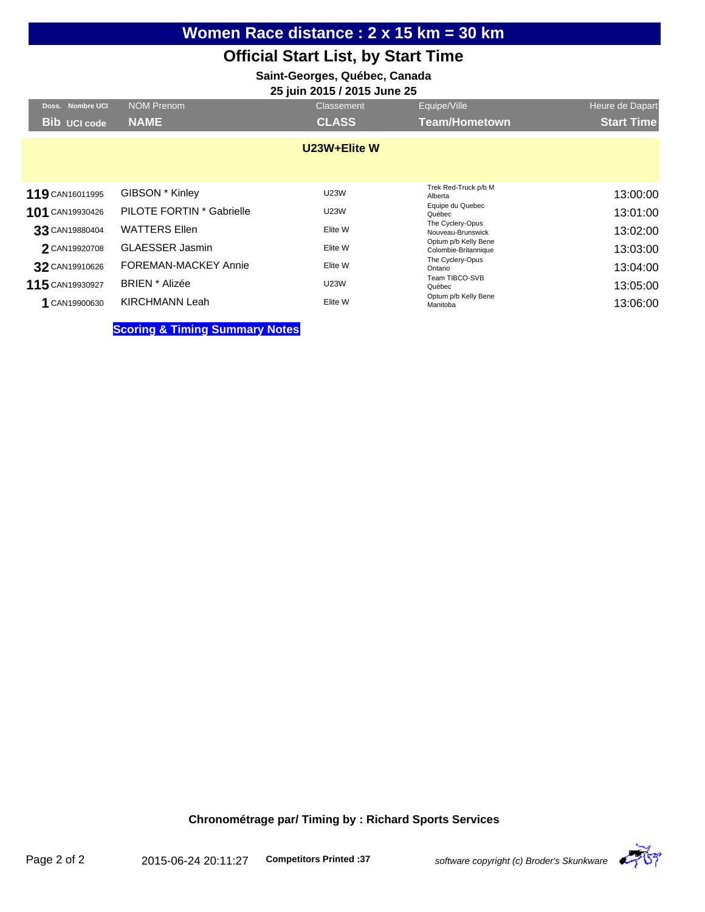# Women Race distance : 2 x 15 km = 30 km

## Official Start List, by Start Time

**Saint-Georges, Québec, Canada**

**25 juin 2015 / 2015 June 25**

| Doss. Bib | Nombre UCI / UCI code | NOM Prenom / NAME | Classement / CLASS | Equipe/Ville / Team/Hometown | Heure de Dapart / Start Time |
|---|---|---|---|---|---|
| | | | **U23W+Elite W** | | |
| **119** | CAN16011995 | GIBSON * Kinley | U23W | Trek Red-Truck p/b M Alberta | 13:00:00 |
| **101** | CAN19930426 | PILOTE FORTIN * Gabrielle | U23W | Equipe du Quebec Québec | 13:01:00 |
| **33** | CAN19880404 | WATTERS Ellen | Elite W | The Cyclery-Opus Nouveau-Brunswick | 13:02:00 |
| **2** | CAN19920708 | GLAESSER Jasmin | Elite W | Optum p/b Kelly Bene Colombie-Britannique | 13:03:00 |
| **32** | CAN19910626 | FOREMAN-MACKEY Annie | Elite W | The Cyclery-Opus Ontario | 13:04:00 |
| **115** | CAN19930927 | BRIEN * Alizée | U23W | Team TIBCO-SVB Québec | 13:05:00 |
| **1** | CAN19900630 | KIRCHMANN Leah | Elite W | Optum p/b Kelly Bene Manitoba | 13:06:00 |

**Scoring & Timing Summary Notes**

**Chronométrage par/ Timing by : Richard Sports Services**

2015-06-24 20:11:27 **Competitors Printed :37**

*software copyright (c) Broder's Skunkware*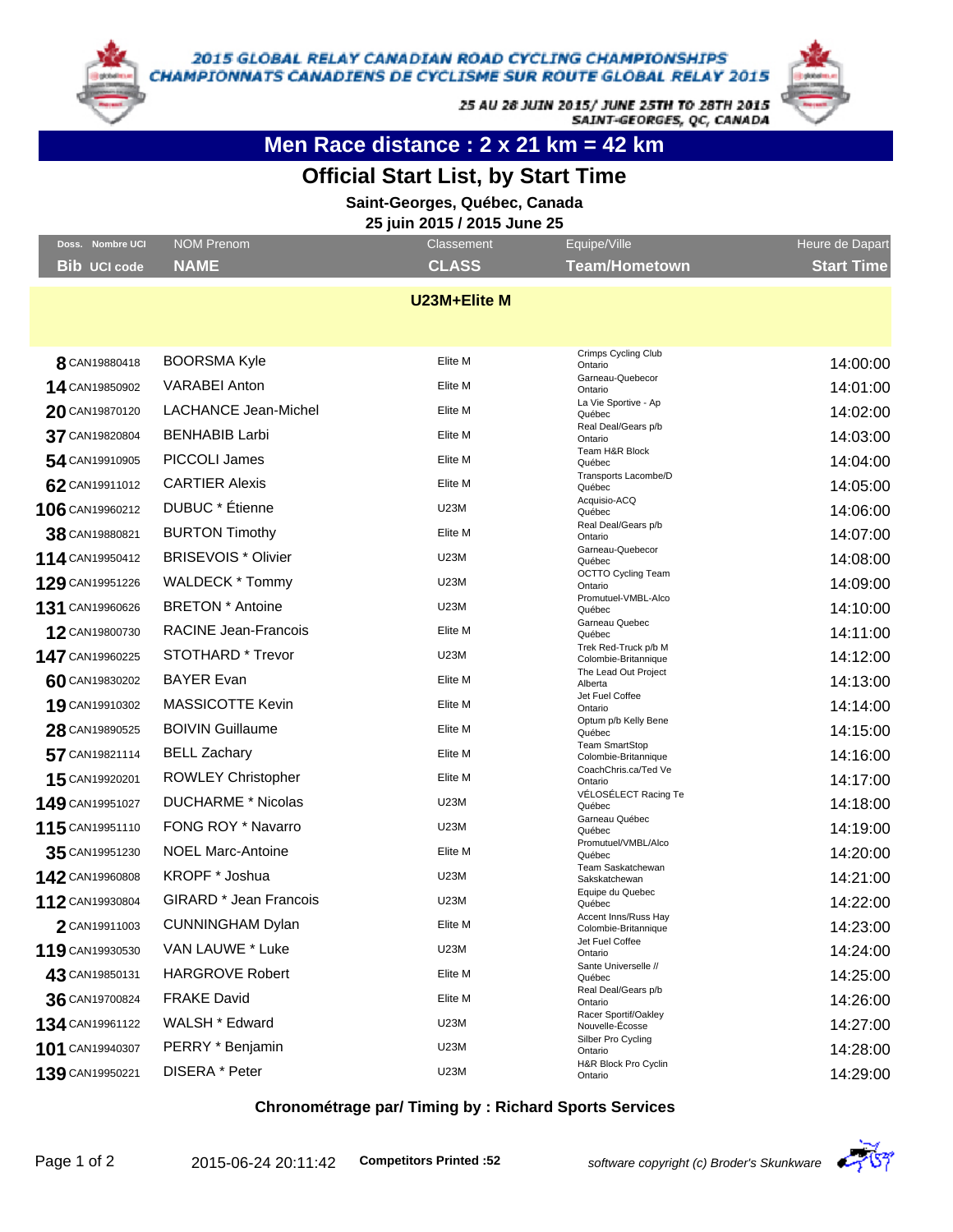2015 GLOBAL RELAY CANADIAN ROAD CYCLING CHAMPIONSHIPS
CHAMPIONNATS CANADIENS DE CYCLISME SUR ROUTE GLOBAL RELAY 2015

25 AU 28 JUIN 2015/ JUNE 25TH TO 28TH 2015
SAINT-GEORGES, QC, CANADA

# Men Race distance : 2 x 21 km = 42 km

## Official Start List, by Start Time

**Saint-Georges, Québec, Canada**
**25 juin 2015 / 2015 June 25**

| Doss. Bib | Nombre UCI UCI code | NOM Prenom NAME | Classement CLASS | Equipe/Ville Team/Hometown | Heure de Dapart Start Time |
|---|---|---|---|---|---|
| | | **U23M+Elite M** | | | |
| 8 | CAN19880418 | BOORSMA Kyle | Elite M | Crimps Cycling Club Ontario | 14:00:00 |
| 14 | CAN19850902 | VARABEI Anton | Elite M | Garneau-Quebecor Ontario | 14:01:00 |
| 20 | CAN19870120 | LACHANCE Jean-Michel | Elite M | La Vie Sportive - Ap Québec | 14:02:00 |
| 37 | CAN19820804 | BENHABIB Larbi | Elite M | Real Deal/Gears p/b Ontario | 14:03:00 |
| 54 | CAN19910905 | PICCOLI James | Elite M | Team H&R Block Québec | 14:04:00 |
| 62 | CAN19911012 | CARTIER Alexis | Elite M | Transports Lacombe/D Québec | 14:05:00 |
| 106 | CAN19960212 | DUBUC * Étienne | U23M | Acquisio-ACQ Québec | 14:06:00 |
| 38 | CAN19880821 | BURTON Timothy | Elite M | Real Deal/Gears p/b Ontario | 14:07:00 |
| 114 | CAN19950412 | BRISEVOIS * Olivier | U23M | Garneau-Quebecor Québec | 14:08:00 |
| 129 | CAN19951226 | WALDECK * Tommy | U23M | OCTTO Cycling Team Ontario | 14:09:00 |
| 131 | CAN19960626 | BRETON * Antoine | U23M | Promutuel-VMBL-Alco Québec | 14:10:00 |
| 12 | CAN19800730 | RACINE Jean-Francois | Elite M | Garneau Quebec Québec | 14:11:00 |
| 147 | CAN19960225 | STOTHARD * Trevor | U23M | Trek Red-Truck p/b M Colombie-Britannique | 14:12:00 |
| 60 | CAN19830202 | BAYER Evan | Elite M | The Lead Out Project Alberta | 14:13:00 |
| 19 | CAN19910302 | MASSICOTTE Kevin | Elite M | Jet Fuel Coffee Ontario | 14:14:00 |
| 28 | CAN19890525 | BOIVIN Guillaume | Elite M | Optum p/b Kelly Bene Québec | 14:15:00 |
| 57 | CAN19821114 | BELL Zachary | Elite M | Team SmartStop Colombie-Britannique | 14:16:00 |
| 15 | CAN19920201 | ROWLEY Christopher | Elite M | CoachChris.ca/Ted Ve Ontario | 14:17:00 |
| 149 | CAN19951027 | DUCHARME * Nicolas | U23M | VÉLOSÉLECT Racing Te Québec | 14:18:00 |
| 115 | CAN19951110 | FONG ROY * Navarro | U23M | Garneau Québec Québec | 14:19:00 |
| 35 | CAN19951230 | NOEL Marc-Antoine | Elite M | Promutuel/VMBL/Alco Québec | 14:20:00 |
| 142 | CAN19960808 | KROPF * Joshua | U23M | Team Saskatchewan Sakskatchewan | 14:21:00 |
| 112 | CAN19930804 | GIRARD * Jean Francois | U23M | Equipe du Quebec Québec | 14:22:00 |
| 2 | CAN19911003 | CUNNINGHAM Dylan | Elite M | Accent Inns/Russ Hay Colombie-Britannique | 14:23:00 |
| 119 | CAN19930530 | VAN LAUWE * Luke | U23M | Jet Fuel Coffee Ontario | 14:24:00 |
| 43 | CAN19850131 | HARGROVE Robert | Elite M | Sante Universelle // Québec | 14:25:00 |
| 36 | CAN19700824 | FRAKE David | Elite M | Real Deal/Gears p/b Ontario | 14:26:00 |
| 134 | CAN19961122 | WALSH * Edward | U23M | Racer Sportif/Oakley Nouvelle-Ecosse | 14:27:00 |
| 101 | CAN19940307 | PERRY * Benjamin | U23M | Silber Pro Cycling Ontario | 14:28:00 |
| 139 | CAN19950221 | DISERA * Peter | U23M | H&R Block Pro Cyclin Ontario | 14:29:00 |

**Chronométrage par/ Timing by : Richard Sports Services**

2015-06-24 20:11:42 **Competitors Printed :52** *software copyright (c) Broder's Skunkware*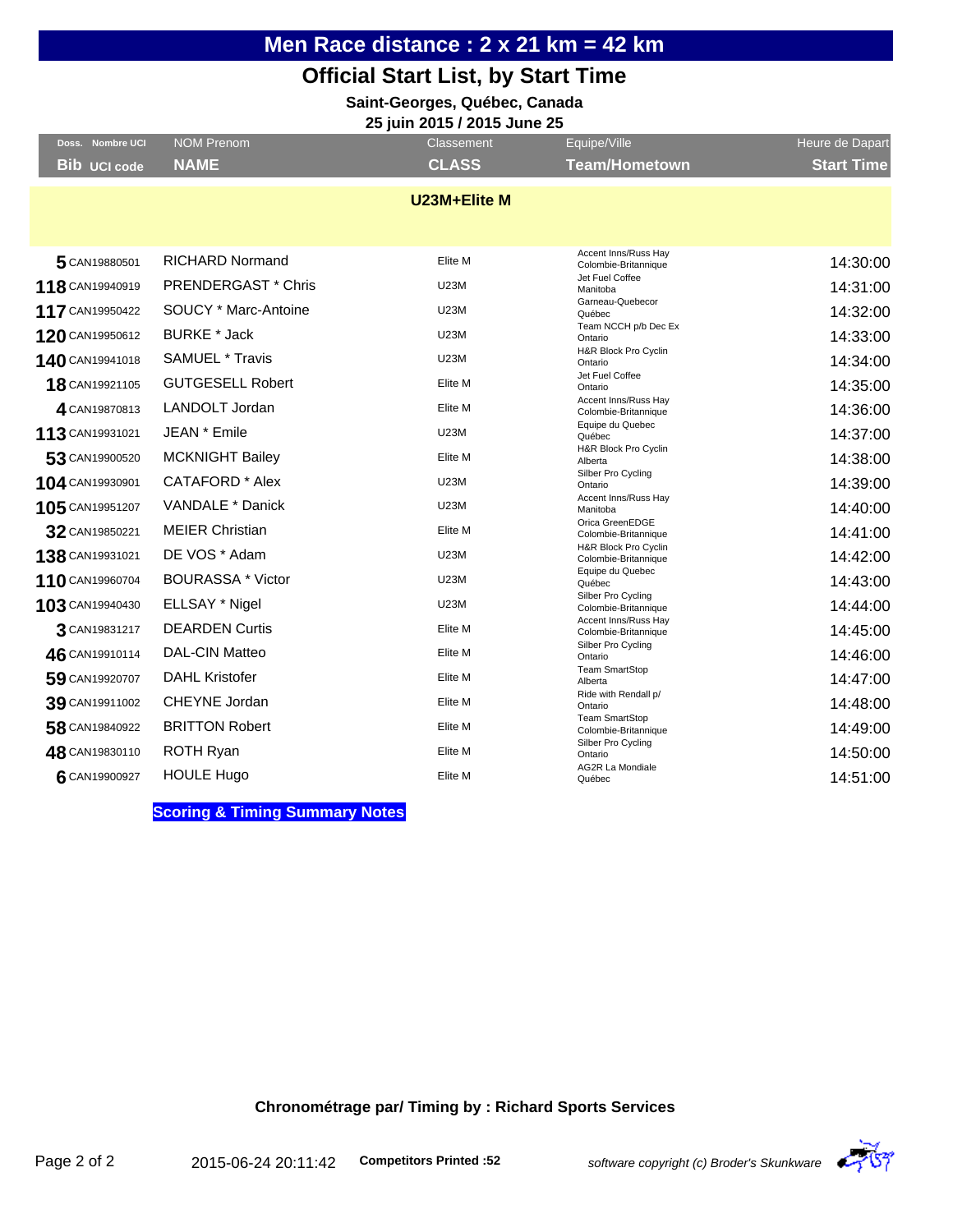# Men Race distance : 2 x 21 km = 42 km

## Official Start List, by Start Time

**Saint-Georges, Québec, Canada**

**25 juin 2015 / 2015 June 25**

| Doss. Nombre UCI<br>Bib UCI code | | NOM Prenom<br>NAME | Classement<br>CLASS | Equipe/Ville<br>Team/Hometown | Heure de Dapart<br>Start Time |
|---|---|---|---|---|---|
| | | **U23M+Elite M** | | | |
| **5** | CAN19880501 | RICHARD Normand | Elite M | Accent Inns/Russ Hay<br>Colombie-Britannique | 14:30:00 |
| **118** | CAN19940919 | PRENDERGAST * Chris | U23M | Jet Fuel Coffee<br>Manitoba | 14:31:00 |
| **117** | CAN19950422 | SOUCY * Marc-Antoine | U23M | Garneau-Quebecor<br>Québec | 14:32:00 |
| **120** | CAN19950612 | BURKE * Jack | U23M | Team NCCH p/b Dec Ex<br>Ontario | 14:33:00 |
| **140** | CAN19941018 | SAMUEL * Travis | U23M | H&R Block Pro Cyclin<br>Ontario | 14:34:00 |
| **18** | CAN19921105 | GUTGESELL Robert | Elite M | Jet Fuel Coffee<br>Ontario | 14:35:00 |
| **4** | CAN19870813 | LANDOLT Jordan | Elite M | Accent Inns/Russ Hay<br>Colombie-Britannique | 14:36:00 |
| **113** | CAN19931021 | JEAN * Emile | U23M | Equipe du Quebec<br>Québec | 14:37:00 |
| **53** | CAN19900520 | MCKNIGHT Bailey | Elite M | H&R Block Pro Cyclin<br>Alberta | 14:38:00 |
| **104** | CAN19930901 | CATAFORD * Alex | U23M | Silber Pro Cycling<br>Ontario | 14:39:00 |
| **105** | CAN19951207 | VANDALE * Danick | U23M | Accent Inns/Russ Hay<br>Manitoba | 14:40:00 |
| **32** | CAN19850221 | MEIER Christian | Elite M | Orica GreenEDGE<br>Colombie-Britannique | 14:41:00 |
| **138** | CAN19931021 | DE VOS * Adam | U23M | H&R Block Pro Cyclin<br>Colombie-Britannique | 14:42:00 |
| **110** | CAN19960704 | BOURASSA * Victor | U23M | Equipe du Quebec<br>Québec | 14:43:00 |
| **103** | CAN19940430 | ELLSAY * Nigel | U23M | Silber Pro Cycling<br>Colombie-Britannique | 14:44:00 |
| **3** | CAN19831217 | DEARDEN Curtis | Elite M | Accent Inns/Russ Hay<br>Colombie-Britannique | 14:45:00 |
| **46** | CAN19910114 | DAL-CIN Matteo | Elite M | Silber Pro Cycling<br>Ontario | 14:46:00 |
| **59** | CAN19920707 | DAHL Kristofer | Elite M | Team SmartStop<br>Alberta | 14:47:00 |
| **39** | CAN19911002 | CHEYNE Jordan | Elite M | Ride with Rendall p/<br>Ontario | 14:48:00 |
| **58** | CAN19840922 | BRITTON Robert | Elite M | Team SmartStop<br>Colombie-Britannique | 14:49:00 |
| **48** | CAN19830110 | ROTH Ryan | Elite M | Silber Pro Cycling<br>Ontario | 14:50:00 |
| **6** | CAN19900927 | HOULE Hugo | Elite M | AG2R La Mondiale<br>Québec | 14:51:00 |

**Scoring & Timing Summary Notes**

**Chronométrage par/ Timing by : Richard Sports Services**

2015-06-24 20:11:42 **Competitors Printed :52** *software copyright (c) Broder's Skunkware*